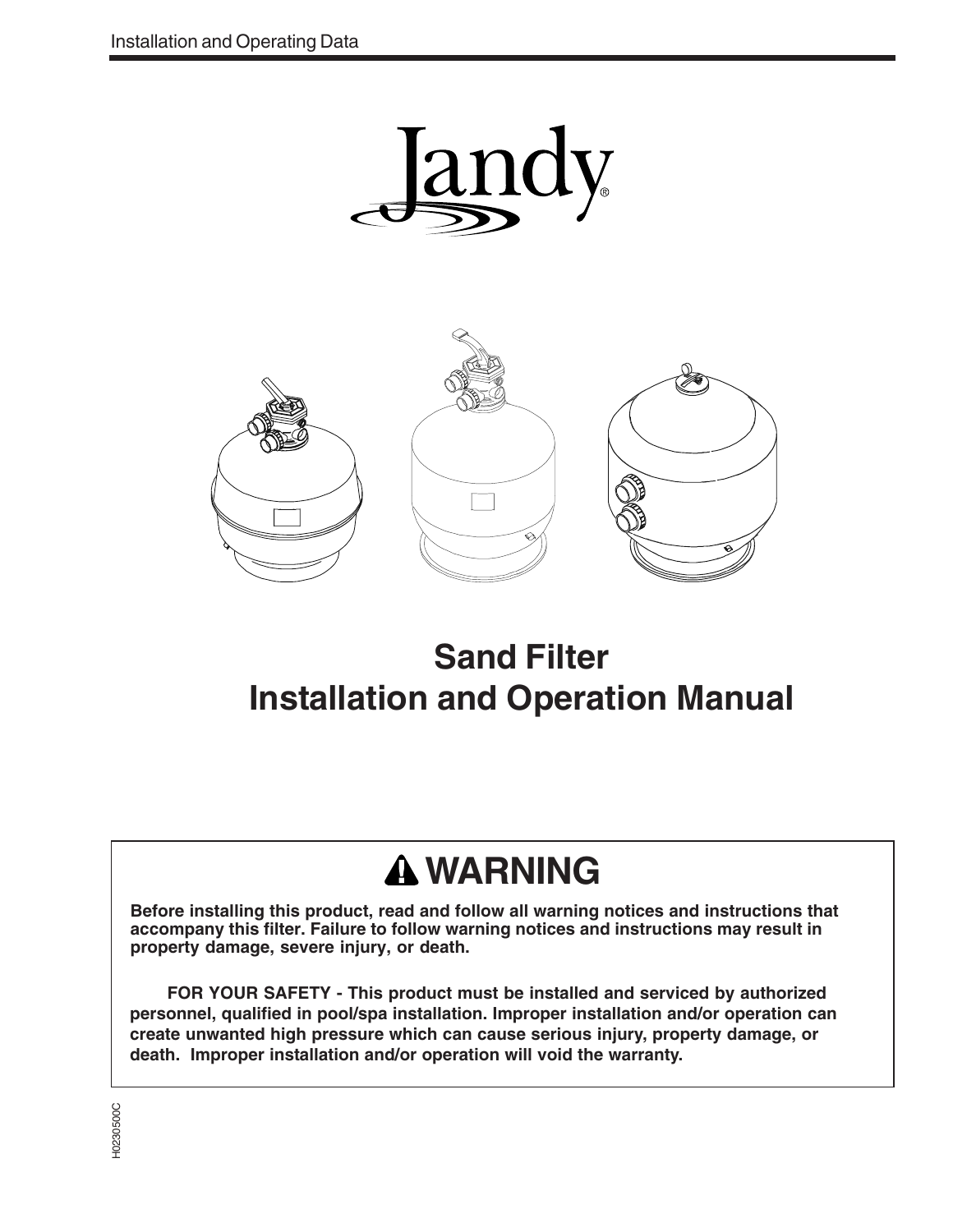Jandy®

# Sand Filter Installation and Operation Manual

## ⚠ WARNING

**Before installing this product, read and follow all warning notices and instructions that accompany this filter. Failure to follow warning notices and instructions may result in property damage, severe injury, or death.**

**FOR YOUR SAFETY - This product must be installed and serviced by authorized personnel, qualified in pool/spa installation. Improper installation and/or operation can create unwanted high pressure which can cause serious injury, property damage, or death. Improper installation and/or operation will void the warranty.**

H0230500C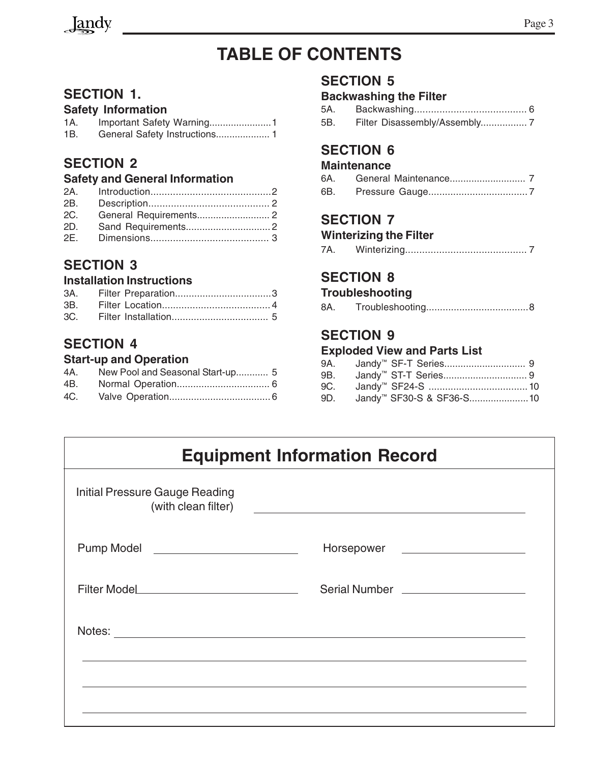# TABLE OF CONTENTS

## SECTION 1.

### Safety Information

1A. Important Safety Warning....................... 1
1B. General Safety Instructions.................... 1

## SECTION 2

### Safety and General Information

2A. Introduction........................................... 2
2B. Description........................................... 2
2C. General Requirements........................... 2
2D. Sand Requirements............................... 2
2E. Dimensions........................................... 3

## SECTION 3

### Installation Instructions

3A. Filter Preparation................................... 3
3B. Filter Location....................................... 4
3C. Filter Installation................................... 5

## SECTION 4

### Start-up and Operation

4A. New Pool and Seasonal Start-up............ 5
4B. Normal Operation.................................. 6
4C. Valve Operation..................................... 6

## SECTION 5

### Backwashing the Filter

5A. Backwashing......................................... 6
5B. Filter Disassembly/Assembly................. 7

## SECTION 6

### Maintenance

6A. General Maintenance............................ 7
6B. Pressure Gauge.................................... 7

## SECTION 7

### Winterizing the Filter

7A. Winterizing............................................ 7

## SECTION 8

### Troubleshooting

8A. Troubleshooting..................................... 8

## SECTION 9

### Exploded View and Parts List

9A. Jandy™ SF-T Series.............................. 9
9B. Jandy™ ST-T Series............................... 9
9C. Jandy™ SF24-S .................................... 10
9D. Jandy™ SF30-S & SF36-S...................... 10

## Equipment Information Record

Initial Pressure Gauge Reading (with clean filter) ______________________________

Pump Model ____________________ Horsepower ____________________

Filter Model ____________________ Serial Number ____________________

Notes: ____________________________________________________________

__________________________________________________________________

__________________________________________________________________

__________________________________________________________________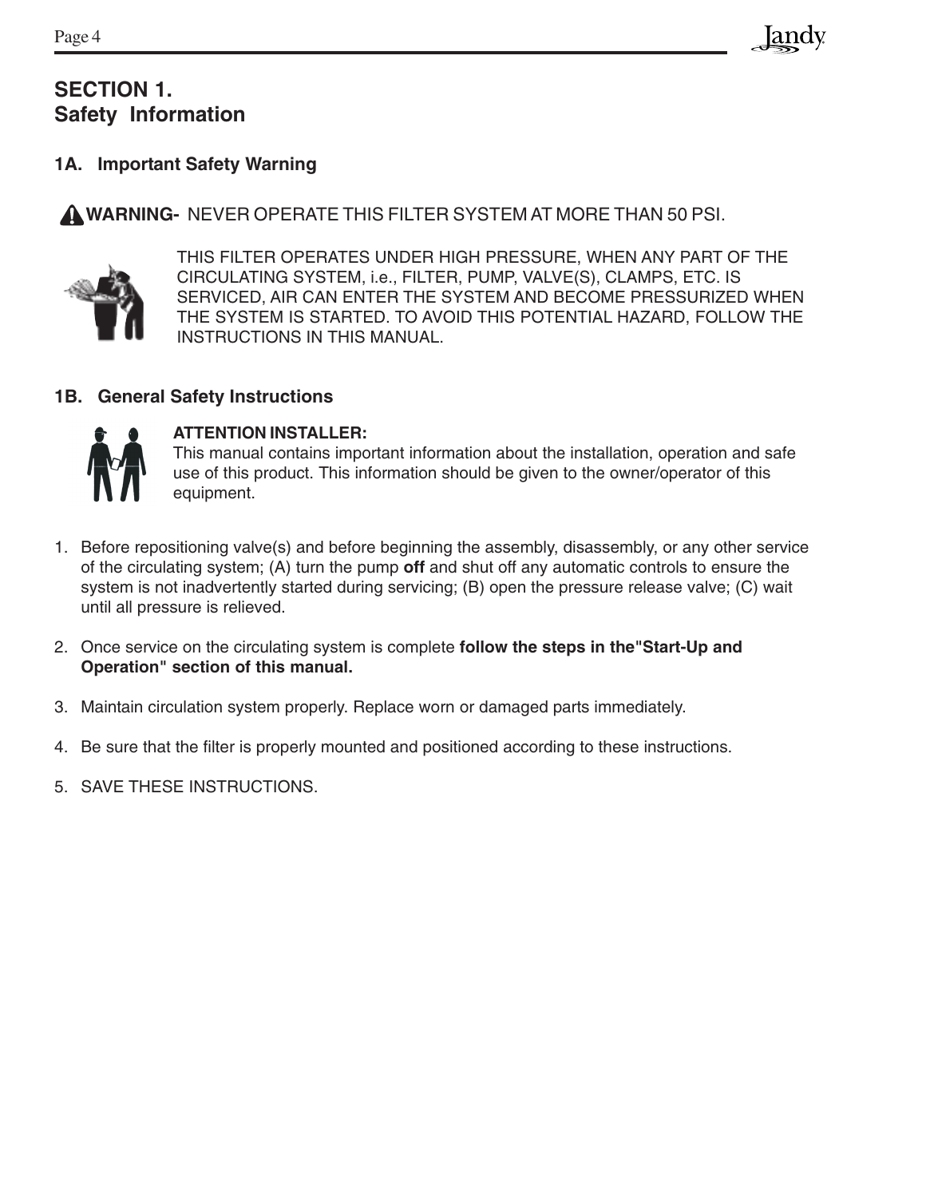# SECTION 1.
# Safety Information

## 1A. Important Safety Warning

⚠ **WARNING-** NEVER OPERATE THIS FILTER SYSTEM AT MORE THAN 50 PSI.

THIS FILTER OPERATES UNDER HIGH PRESSURE, WHEN ANY PART OF THE CIRCULATING SYSTEM, i.e., FILTER, PUMP, VALVE(S), CLAMPS, ETC. IS SERVICED, AIR CAN ENTER THE SYSTEM AND BECOME PRESSURIZED WHEN THE SYSTEM IS STARTED. TO AVOID THIS POTENTIAL HAZARD, FOLLOW THE INSTRUCTIONS IN THIS MANUAL.

## 1B. General Safety Instructions

**ATTENTION INSTALLER:**
This manual contains important information about the installation, operation and safe use of this product. This information should be given to the owner/operator of this equipment.

1. Before repositioning valve(s) and before beginning the assembly, disassembly, or any other service of the circulating system; (A) turn the pump **off** and shut off any automatic controls to ensure the system is not inadvertently started during servicing; (B) open the pressure release valve; (C) wait until all pressure is relieved.
2. Once service on the circulating system is complete **follow the steps in the"Start-Up and Operation" section of this manual.**
3. Maintain circulation system properly. Replace worn or damaged parts immediately.
4. Be sure that the filter is properly mounted and positioned according to these instructions.
5. SAVE THESE INSTRUCTIONS.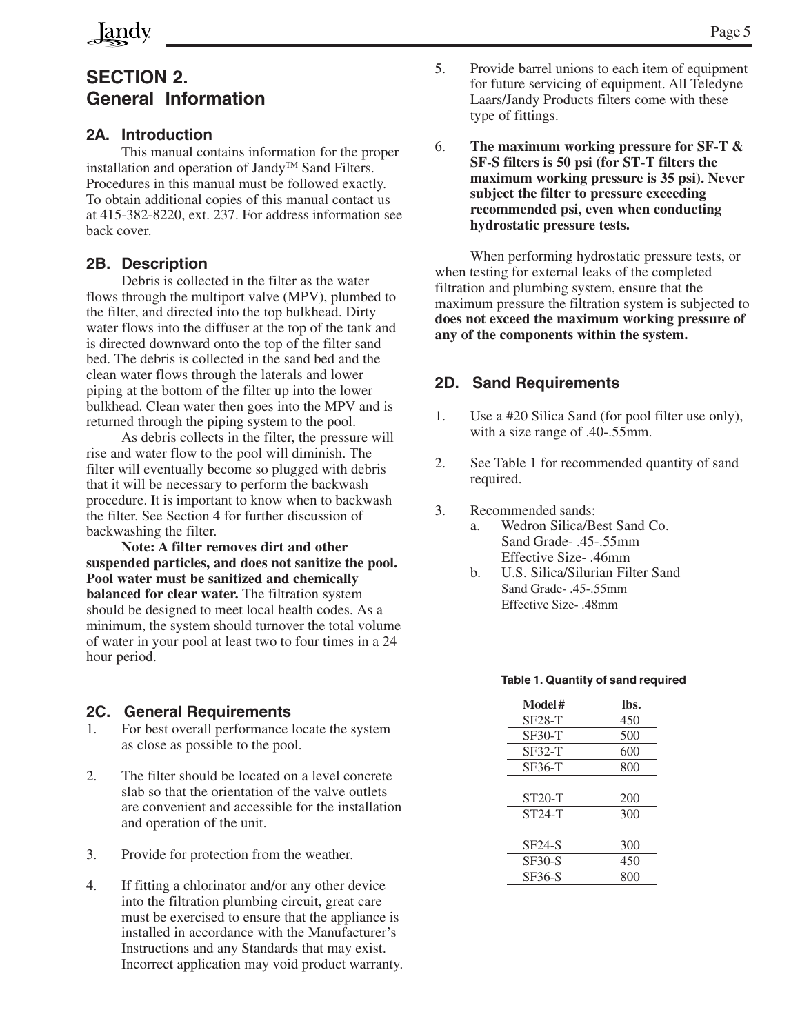# SECTION 2.
# General Information

## 2A. Introduction

This manual contains information for the proper installation and operation of Jandy™ Sand Filters. Procedures in this manual must be followed exactly. To obtain additional copies of this manual contact us at 415-382-8220, ext. 237. For address information see back cover.

## 2B. Description

Debris is collected in the filter as the water flows through the multiport valve (MPV), plumbed to the filter, and directed into the top bulkhead. Dirty water flows into the diffuser at the top of the tank and is directed downward onto the top of the filter sand bed. The debris is collected in the sand bed and the clean water flows through the laterals and lower piping at the bottom of the filter up into the lower bulkhead. Clean water then goes into the MPV and is returned through the piping system to the pool.

As debris collects in the filter, the pressure will rise and water flow to the pool will diminish. The filter will eventually become so plugged with debris that it will be necessary to perform the backwash procedure. It is important to know when to backwash the filter. See Section 4 for further discussion of backwashing the filter.

**Note: A filter removes dirt and other suspended particles, and does not sanitize the pool. Pool water must be sanitized and chemically balanced for clear water.** The filtration system should be designed to meet local health codes. As a minimum, the system should turnover the total volume of water in your pool at least two to four times in a 24 hour period.

## 2C. General Requirements

1. For best overall performance locate the system as close as possible to the pool.

2. The filter should be located on a level concrete slab so that the orientation of the valve outlets are convenient and accessible for the installation and operation of the unit.

3. Provide for protection from the weather.

4. If fitting a chlorinator and/or any other device into the filtration plumbing circuit, great care must be exercised to ensure that the appliance is installed in accordance with the Manufacturer's Instructions and any Standards that may exist. Incorrect application may void product warranty.

5. Provide barrel unions to each item of equipment for future servicing of equipment. All Teledyne Laars/Jandy Products filters come with these type of fittings.

6. **The maximum working pressure for SF-T & SF-S filters is 50 psi (for ST-T filters the maximum working pressure is 35 psi). Never subject the filter to pressure exceeding recommended psi, even when conducting hydrostatic pressure tests.**

When performing hydrostatic pressure tests, or when testing for external leaks of the completed filtration and plumbing system, ensure that the maximum pressure the filtration system is subjected to **does not exceed the maximum working pressure of any of the components within the system.**

## 2D. Sand Requirements

1. Use a #20 Silica Sand (for pool filter use only), with a size range of .40-.55mm.

2. See Table 1 for recommended quantity of sand required.

3. Recommended sands:
   a. Wedron Silica/Best Sand Co.
      Sand Grade- .45-.55mm
      Effective Size- .46mm
   b. U.S. Silica/Silurian Filter Sand
      Sand Grade- .45-.55mm
      Effective Size- .48mm

**Table 1. Quantity of sand required**

| Model # | lbs. |
|---|---|
| SF28-T | 450 |
| SF30-T | 500 |
| SF32-T | 600 |
| SF36-T | 800 |
| ST20-T | 200 |
| ST24-T | 300 |
| SF24-S | 300 |
| SF30-S | 450 |
| SF36-S | 800 |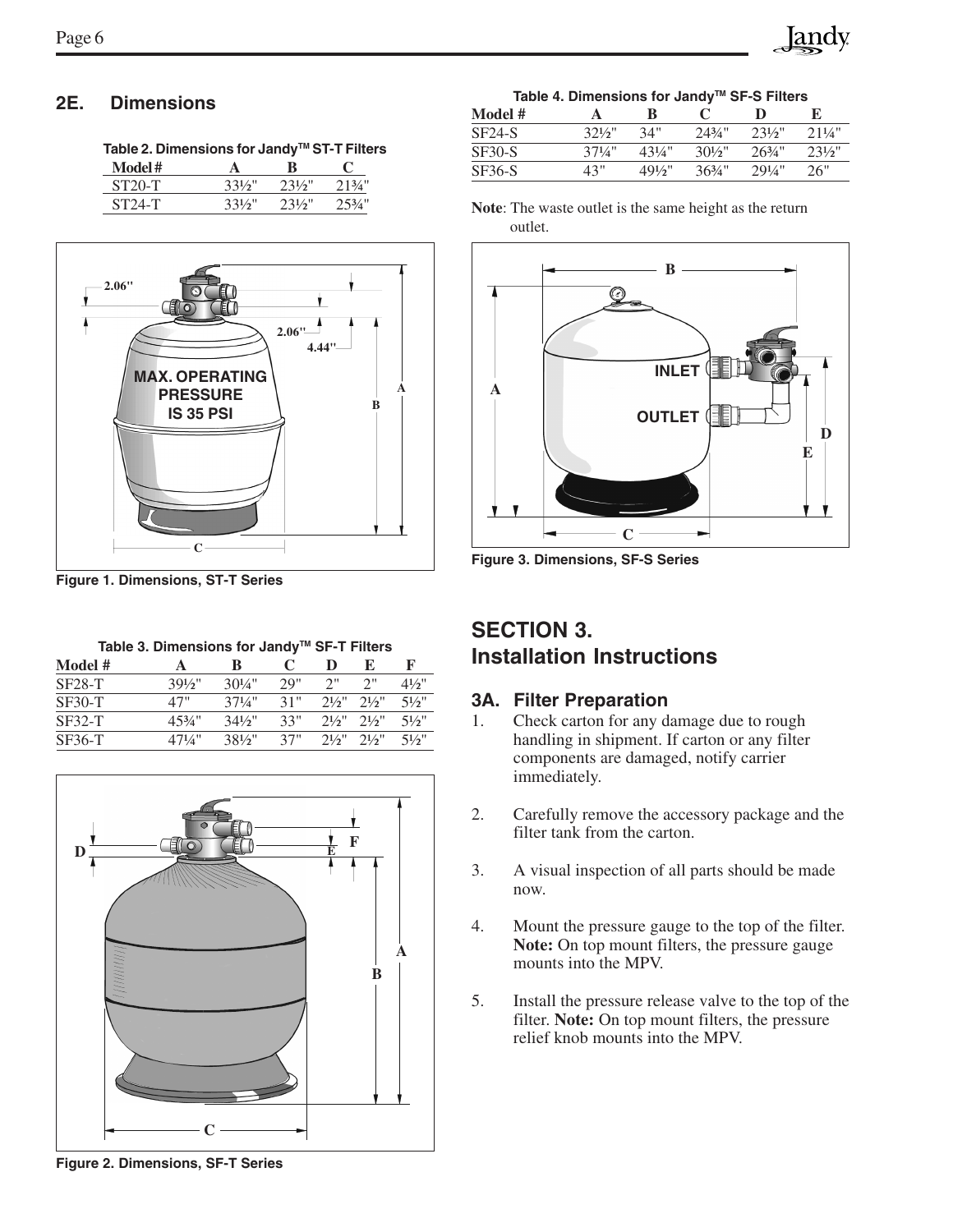## 2E. Dimensions

**Table 2. Dimensions for Jandy™ ST-T Filters**

| Model # | A | B | C |
|---|---|---|---|
| ST20-T | 33½" | 23½" | 21¾" |
| ST24-T | 33½" | 23½" | 25¾" |

**Figure 1. Dimensions, ST-T Series**

**Table 3. Dimensions for Jandy™ SF-T Filters**

| Model # | A | B | C | D | E | F |
|---|---|---|---|---|---|---|
| SF28-T | 39½" | 30¼" | 29" | 2" | 2" | 4½" |
| SF30-T | 47" | 37¼" | 31" | 2½" | 2½" | 5½" |
| SF32-T | 45¾" | 34½" | 33" | 2½" | 2½" | 5½" |
| SF36-T | 47¼" | 38½" | 37" | 2½" | 2½" | 5½" |

**Figure 2. Dimensions, SF-T Series**

**Table 4. Dimensions for Jandy™ SF-S Filters**

| Model # | A | B | C | D | E |
|---|---|---|---|---|---|
| SF24-S | 32½" | 34" | 24¾" | 23½" | 21¼" |
| SF30-S | 37¼" | 43¼" | 30½" | 26¾" | 23½" |
| SF36-S | 43" | 49½" | 36¾" | 29¼" | 26" |

**Note**: The waste outlet is the same height as the return outlet.

**Figure 3. Dimensions, SF-S Series**

# SECTION 3. Installation Instructions

## 3A. Filter Preparation

1. Check carton for any damage due to rough handling in shipment. If carton or any filter components are damaged, notify carrier immediately.
2. Carefully remove the accessory package and the filter tank from the carton.
3. A visual inspection of all parts should be made now.
4. Mount the pressure gauge to the top of the filter. **Note:** On top mount filters, the pressure gauge mounts into the MPV.
5. Install the pressure release valve to the top of the filter. **Note:** On top mount filters, the pressure relief knob mounts into the MPV.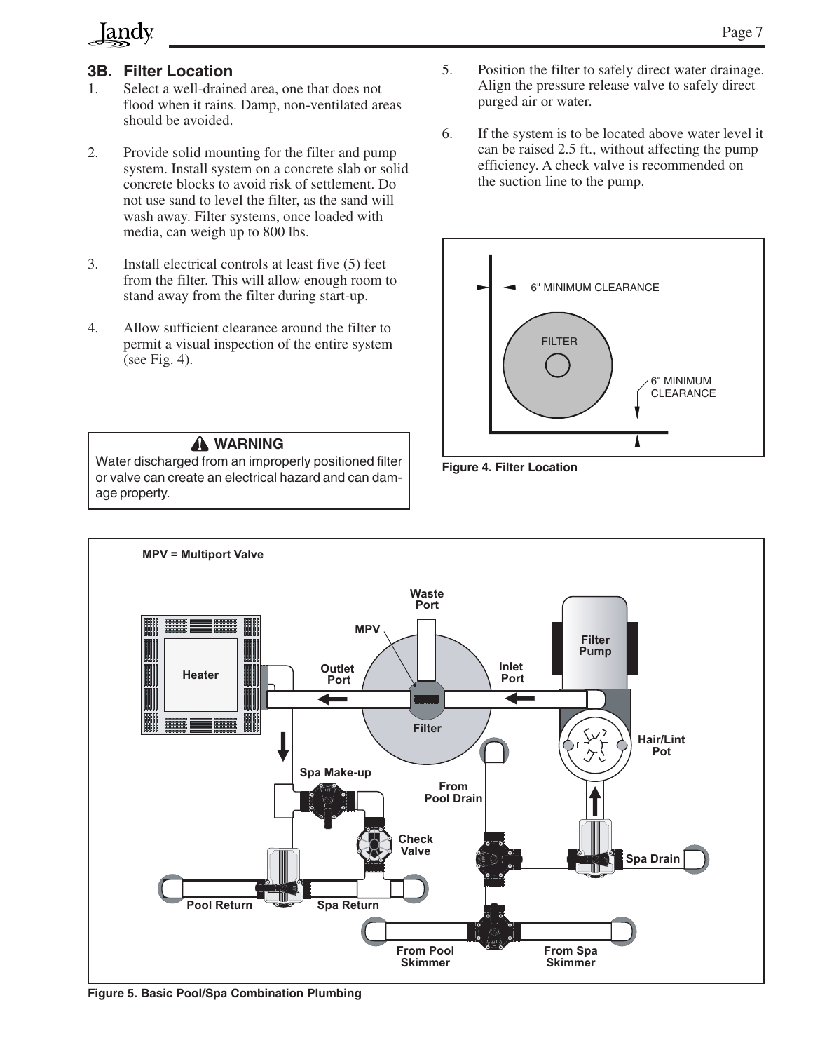### 3B. Filter Location

1. Select a well-drained area, one that does not flood when it rains. Damp, non-ventilated areas should be avoided.

2. Provide solid mounting for the filter and pump system. Install system on a concrete slab or solid concrete blocks to avoid risk of settlement. Do not use sand to level the filter, as the sand will wash away. Filter systems, once loaded with media, can weigh up to 800 lbs.

3. Install electrical controls at least five (5) feet from the filter. This will allow enough room to stand away from the filter during start-up.

4. Allow sufficient clearance around the filter to permit a visual inspection of the entire system (see Fig. 4).

> **⚠ WARNING**
> Water discharged from an improperly positioned filter or valve can create an electrical hazard and can damage property.

5. Position the filter to safely direct water drainage. Align the pressure release valve to safely direct purged air or water.

6. If the system is to be located above water level it can be raised 2.5 ft., without affecting the pump efficiency. A check valve is recommended on the suction line to the pump.

**Figure 4. Filter Location**

**Figure 5. Basic Pool/Spa Combination Plumbing**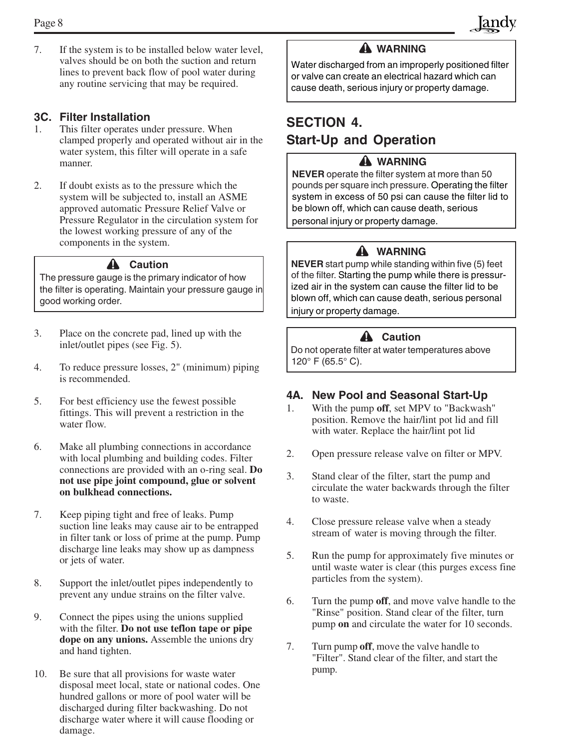7. If the system is to be installed below water level, valves should be on both the suction and return lines to prevent back flow of pool water during any routine servicing that may be required.

### 3C. Filter Installation

1. This filter operates under pressure. When clamped properly and operated without air in the water system, this filter will operate in a safe manner.

2. If doubt exists as to the pressure which the system will be subjected to, install an ASME approved automatic Pressure Relief Valve or Pressure Regulator in the circulation system for the lowest working pressure of any of the components in the system.

> **⚠ Caution**
>
> The pressure gauge is the primary indicator of how the filter is operating. Maintain your pressure gauge in good working order.

3. Place on the concrete pad, lined up with the inlet/outlet pipes (see Fig. 5).

4. To reduce pressure losses, 2" (minimum) piping is recommended.

5. For best efficiency use the fewest possible fittings. This will prevent a restriction in the water flow.

6. Make all plumbing connections in accordance with local plumbing and building codes. Filter connections are provided with an o-ring seal. **Do not use pipe joint compound, glue or solvent on bulkhead connections.**

7. Keep piping tight and free of leaks. Pump suction line leaks may cause air to be entrapped in filter tank or loss of prime at the pump. Pump discharge line leaks may show up as dampness or jets of water.

8. Support the inlet/outlet pipes independently to prevent any undue strains on the filter valve.

9. Connect the pipes using the unions supplied with the filter. **Do not use teflon tape or pipe dope on any unions.** Assemble the unions dry and hand tighten.

10. Be sure that all provisions for waste water disposal meet local, state or national codes. One hundred gallons or more of pool water will be discharged during filter backwashing. Do not discharge water where it will cause flooding or damage.

> **⚠ WARNING**
>
> Water discharged from an improperly positioned filter or valve can create an electrical hazard which can cause death, serious injury or property damage.

## SECTION 4. Start-Up and Operation

> **⚠ WARNING**
>
> **NEVER** operate the filter system at more than 50 pounds per square inch pressure. Operating the filter system in excess of 50 psi can cause the filter lid to be blown off, which can cause death, serious personal injury or property damage.

> **⚠ WARNING**
>
> **NEVER** start pump while standing within five (5) feet of the filter. Starting the pump while there is pressurized air in the system can cause the filter lid to be blown off, which can cause death, serious personal injury or property damage.

> **⚠ Caution**
>
> Do not operate filter at water temperatures above 120° F (65.5° C).

### 4A. New Pool and Seasonal Start-Up

1. With the pump **off**, set MPV to "Backwash" position. Remove the hair/lint pot lid and fill with water. Replace the hair/lint pot lid

2. Open pressure release valve on filter or MPV.

3. Stand clear of the filter, start the pump and circulate the water backwards through the filter to waste.

4. Close pressure release valve when a steady stream of water is moving through the filter.

5. Run the pump for approximately five minutes or until waste water is clear (this purges excess fine particles from the system).

6. Turn the pump **off**, and move valve handle to the "Rinse" position. Stand clear of the filter, turn pump **on** and circulate the water for 10 seconds.

7. Turn pump **off**, move the valve handle to "Filter". Stand clear of the filter, and start the pump.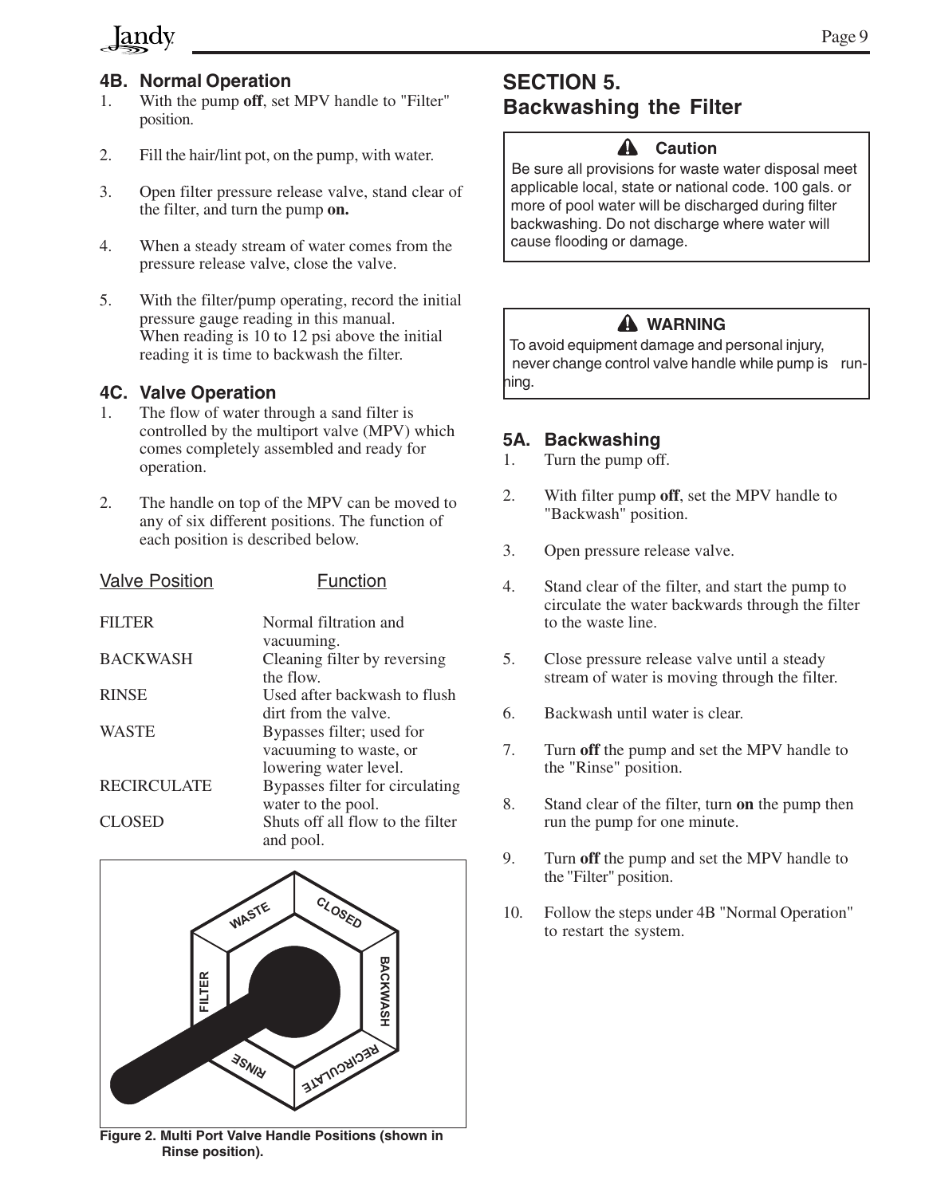### 4B. Normal Operation

1. With the pump **off**, set MPV handle to "Filter" position.
2. Fill the hair/lint pot, on the pump, with water.
3. Open filter pressure release valve, stand clear of the filter, and turn the pump **on.**
4. When a steady stream of water comes from the pressure release valve, close the valve.
5. With the filter/pump operating, record the initial pressure gauge reading in this manual. When reading is 10 to 12 psi above the initial reading it is time to backwash the filter.

### 4C. Valve Operation

1. The flow of water through a sand filter is controlled by the multiport valve (MPV) which comes completely assembled and ready for operation.
2. The handle on top of the MPV can be moved to any of six different positions. The function of each position is described below.

| Valve Position | Function |
|---|---|
| FILTER | Normal filtration and vacuuming. |
| BACKWASH | Cleaning filter by reversing the flow. |
| RINSE | Used after backwash to flush dirt from the valve. |
| WASTE | Bypasses filter; used for vacuuming to waste, or lowering water level. |
| RECIRCULATE | Bypasses filter for circulating water to the pool. |
| CLOSED | Shuts off all flow to the filter and pool. |

WASTE CLOSED FILTER BACKWASH RINSE RECIRCULATE

**Figure 2. Multi Port Valve Handle Positions (shown in Rinse position).**

## SECTION 5. Backwashing the Filter

> **⚠ Caution**
>
> Be sure all provisions for waste water disposal meet applicable local, state or national code. 100 gals. or more of pool water will be discharged during filter backwashing. Do not discharge where water will cause flooding or damage.

> **⚠ WARNING**
>
> To avoid equipment damage and personal injury, never change control valve handle while pump is running.

### 5A. Backwashing

1. Turn the pump off.
2. With filter pump **off**, set the MPV handle to "Backwash" position.
3. Open pressure release valve.
4. Stand clear of the filter, and start the pump to circulate the water backwards through the filter to the waste line.
5. Close pressure release valve until a steady stream of water is moving through the filter.
6. Backwash until water is clear.
7. Turn **off** the pump and set the MPV handle to the "Rinse" position.
8. Stand clear of the filter, turn **on** the pump then run the pump for one minute.
9. Turn **off** the pump and set the MPV handle to the "Filter" position.
10. Follow the steps under 4B "Normal Operation" to restart the system.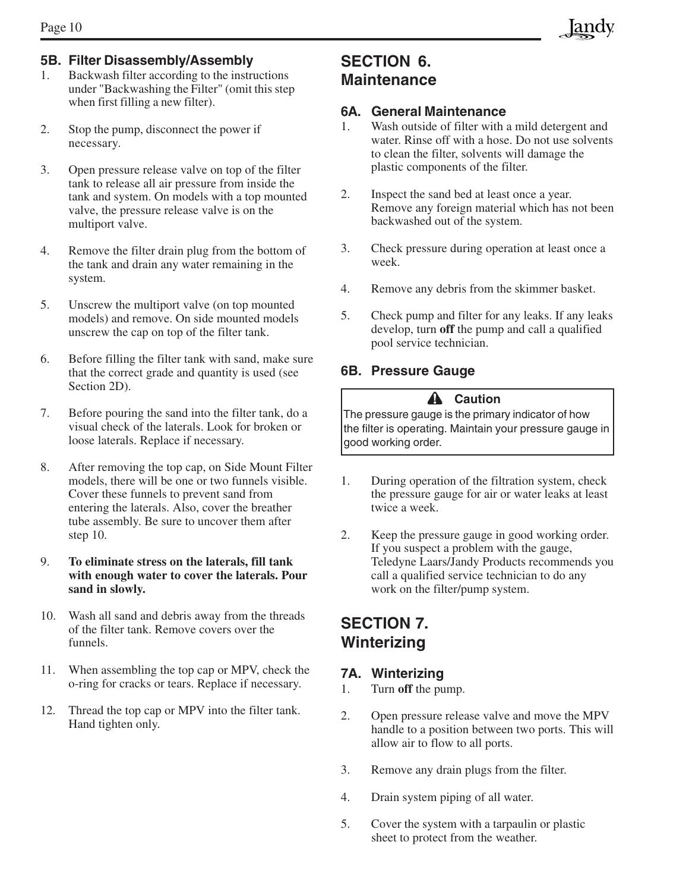### 5B. Filter Disassembly/Assembly

1. Backwash filter according to the instructions under "Backwashing the Filter" (omit this step when first filling a new filter).

2. Stop the pump, disconnect the power if necessary.

3. Open pressure release valve on top of the filter tank to release all air pressure from inside the tank and system. On models with a top mounted valve, the pressure release valve is on the multiport valve.

4. Remove the filter drain plug from the bottom of the tank and drain any water remaining in the system.

5. Unscrew the multiport valve (on top mounted models) and remove. On side mounted models unscrew the cap on top of the filter tank.

6. Before filling the filter tank with sand, make sure that the correct grade and quantity is used (see Section 2D).

7. Before pouring the sand into the filter tank, do a visual check of the laterals. Look for broken or loose laterals. Replace if necessary.

8. After removing the top cap, on Side Mount Filter models, there will be one or two funnels visible. Cover these funnels to prevent sand from entering the laterals. Also, cover the breather tube assembly. Be sure to uncover them after step 10.

9. **To eliminate stress on the laterals, fill tank with enough water to cover the laterals. Pour sand in slowly.**

10. Wash all sand and debris away from the threads of the filter tank. Remove covers over the funnels.

11. When assembling the top cap or MPV, check the o-ring for cracks or tears. Replace if necessary.

12. Thread the top cap or MPV into the filter tank. Hand tighten only.

## SECTION 6. Maintenance

### 6A. General Maintenance

1. Wash outside of filter with a mild detergent and water. Rinse off with a hose. Do not use solvents to clean the filter, solvents will damage the plastic components of the filter.

2. Inspect the sand bed at least once a year. Remove any foreign material which has not been backwashed out of the system.

3. Check pressure during operation at least once a week.

4. Remove any debris from the skimmer basket.

5. Check pump and filter for any leaks. If any leaks develop, turn **off** the pump and call a qualified pool service technician.

### 6B. Pressure Gauge

> **Caution**
>
> The pressure gauge is the primary indicator of how the filter is operating. Maintain your pressure gauge in good working order.

1. During operation of the filtration system, check the pressure gauge for air or water leaks at least twice a week.

2. Keep the pressure gauge in good working order. If you suspect a problem with the gauge, Teledyne Laars/Jandy Products recommends you call a qualified service technician to do any work on the filter/pump system.

## SECTION 7. Winterizing

### 7A. Winterizing

1. Turn **off** the pump.

2. Open pressure release valve and move the MPV handle to a position between two ports. This will allow air to flow to all ports.

3. Remove any drain plugs from the filter.

4. Drain system piping of all water.

5. Cover the system with a tarpaulin or plastic sheet to protect from the weather.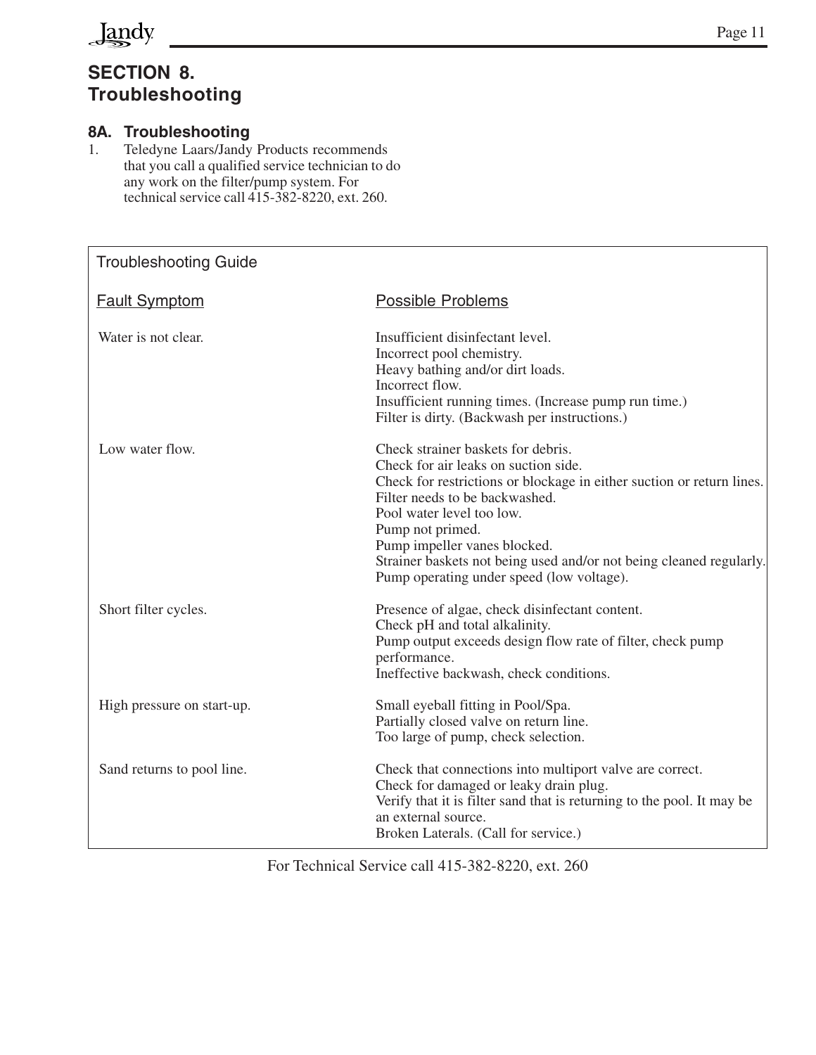# SECTION 8. Troubleshooting

## 8A. Troubleshooting

1. Teledyne Laars/Jandy Products recommends that you call a qualified service technician to do any work on the filter/pump system. For technical service call 415-382-8220, ext. 260.

**Troubleshooting Guide**

| Fault Symptom | Possible Problems |
|---|---|
| Water is not clear. | Insufficient disinfectant level.<br>Incorrect pool chemistry.<br>Heavy bathing and/or dirt loads.<br>Incorrect flow.<br>Insufficient running times. (Increase pump run time.)<br>Filter is dirty. (Backwash per instructions.) |
| Low water flow. | Check strainer baskets for debris.<br>Check for air leaks on suction side.<br>Check for restrictions or blockage in either suction or return lines.<br>Filter needs to be backwashed.<br>Pool water level too low.<br>Pump not primed.<br>Pump impeller vanes blocked.<br>Strainer baskets not being used and/or not being cleaned regularly.<br>Pump operating under speed (low voltage). |
| Short filter cycles. | Presence of algae, check disinfectant content.<br>Check pH and total alkalinity.<br>Pump output exceeds design flow rate of filter, check pump performance.<br>Ineffective backwash, check conditions. |
| High pressure on start-up. | Small eyeball fitting in Pool/Spa.<br>Partially closed valve on return line.<br>Too large of pump, check selection. |
| Sand returns to pool line. | Check that connections into multiport valve are correct.<br>Check for damaged or leaky drain plug.<br>Verify that it is filter sand that is returning to the pool. It may be an external source.<br>Broken Laterals. (Call for service.) |

For Technical Service call 415-382-8220, ext. 260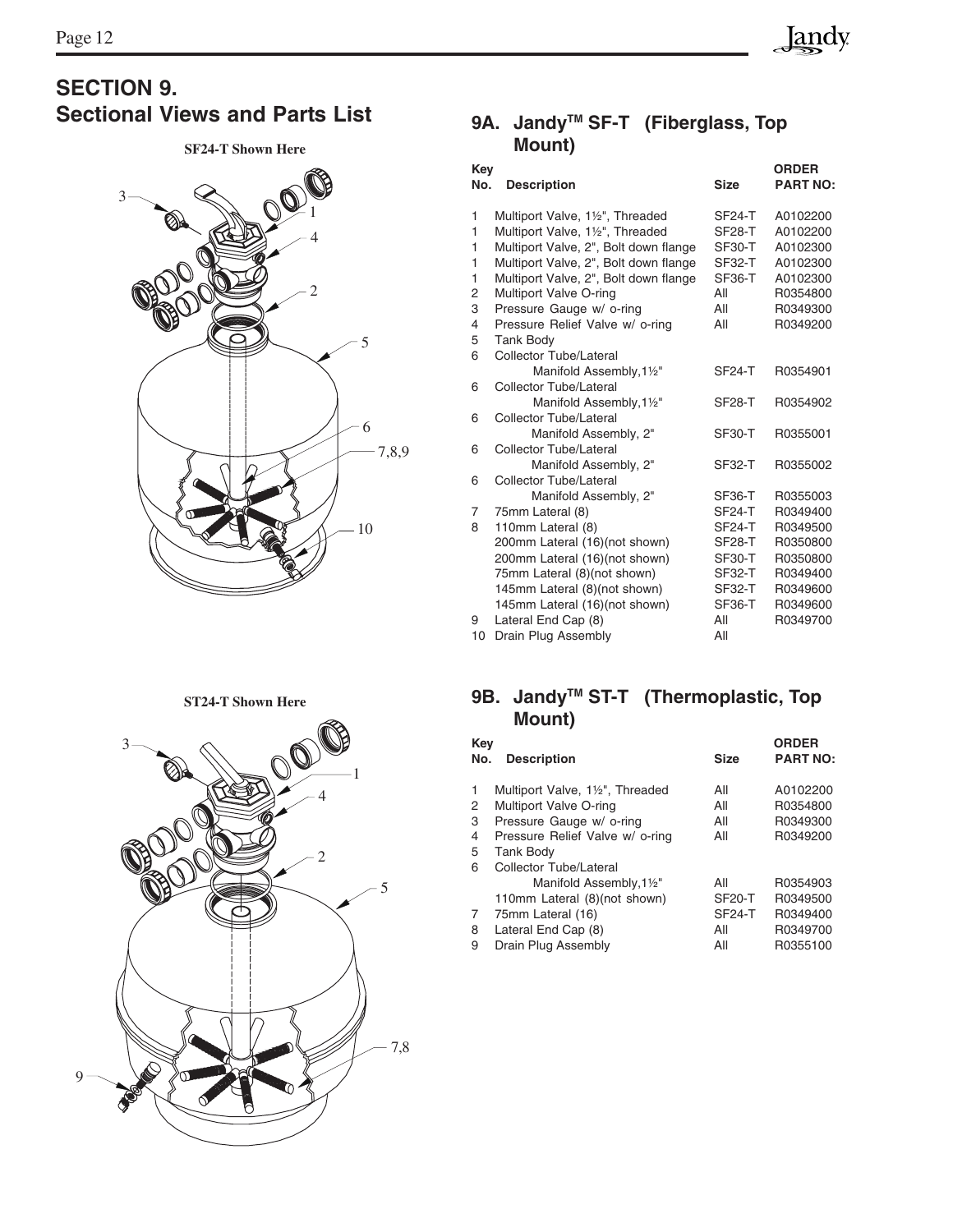# SECTION 9. Sectional Views and Parts List

**SF24-T Shown Here**

## 9A. Jandy™ SF-T (Fiberglass, Top Mount)

| Key No. | Description | Size | ORDER PART NO: |
|---|---|---|---|
| 1 | Multiport Valve, 1½", Threaded | SF24-T | A0102200 |
| 1 | Multiport Valve, 1½", Threaded | SF28-T | A0102200 |
| 1 | Multiport Valve, 2", Bolt down flange | SF30-T | A0102300 |
| 1 | Multiport Valve, 2", Bolt down flange | SF32-T | A0102300 |
| 1 | Multiport Valve, 2", Bolt down flange | SF36-T | A0102300 |
| 2 | Multiport Valve O-ring | All | R0354800 |
| 3 | Pressure Gauge w/ o-ring | All | R0349300 |
| 4 | Pressure Relief Valve w/ o-ring | All | R0349200 |
| 5 | Tank Body | | |
| 6 | Collector Tube/Lateral Manifold Assembly,1½" | SF24-T | R0354901 |
| 6 | Collector Tube/Lateral Manifold Assembly,1½" | SF28-T | R0354902 |
| 6 | Collector Tube/Lateral Manifold Assembly, 2" | SF30-T | R0355001 |
| 6 | Collector Tube/Lateral Manifold Assembly, 2" | SF32-T | R0355002 |
| 6 | Collector Tube/Lateral Manifold Assembly, 2" | SF36-T | R0355003 |
| 7 | 75mm Lateral (8) | SF24-T | R0349400 |
| 8 | 110mm Lateral (8) | SF24-T | R0349500 |
| | 200mm Lateral (16)(not shown) | SF28-T | R0350800 |
| | 200mm Lateral (16)(not shown) | SF30-T | R0350800 |
| | 75mm Lateral (8)(not shown) | SF32-T | R0349400 |
| | 145mm Lateral (8)(not shown) | SF32-T | R0349600 |
| | 145mm Lateral (16)(not shown) | SF36-T | R0349600 |
| 9 | Lateral End Cap (8) | All | R0349700 |
| 10 | Drain Plug Assembly | All | |

**ST24-T Shown Here**

## 9B. Jandy™ ST-T (Thermoplastic, Top Mount)

| Key No. | Description | Size | ORDER PART NO: |
|---|---|---|---|
| 1 | Multiport Valve, 1½", Threaded | All | A0102200 |
| 2 | Multiport Valve O-ring | All | R0354800 |
| 3 | Pressure Gauge w/ o-ring | All | R0349300 |
| 4 | Pressure Relief Valve w/ o-ring | All | R0349200 |
| 5 | Tank Body | | |
| 6 | Collector Tube/Lateral Manifold Assembly,1½" | All | R0354903 |
| | 110mm Lateral (8)(not shown) | SF20-T | R0349500 |
| 7 | 75mm Lateral (16) | SF24-T | R0349400 |
| 8 | Lateral End Cap (8) | All | R0349700 |
| 9 | Drain Plug Assembly | All | R0355100 |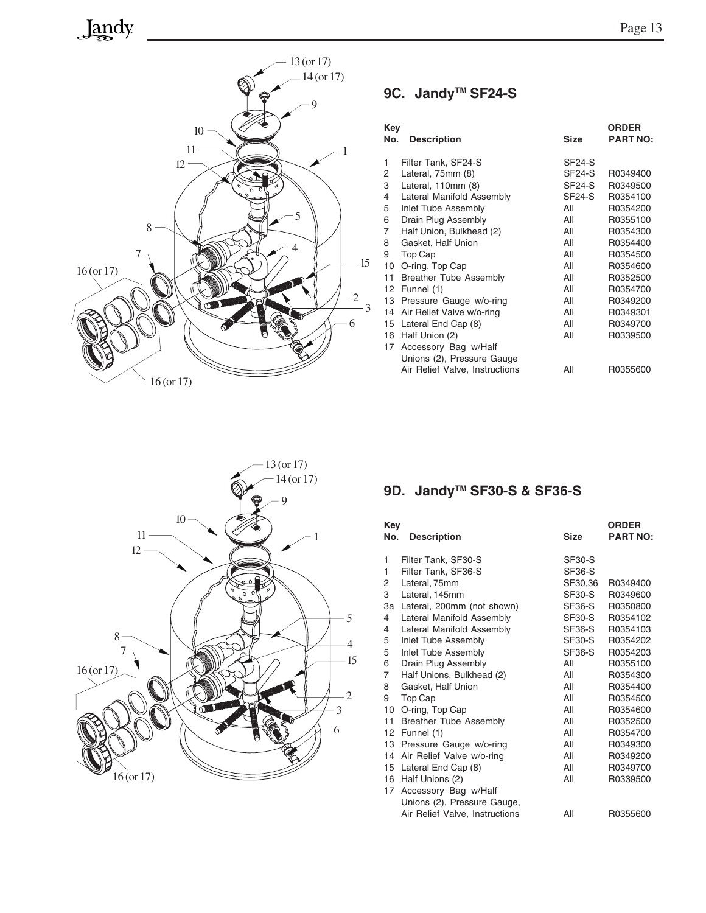## 9C. Jandy™ SF24-S

| Key No. | Description | Size | ORDER PART NO: |
|---|---|---|---|
| 1 | Filter Tank, SF24-S | SF24-S | |
| 2 | Lateral, 75mm (8) | SF24-S | R0349400 |
| 3 | Lateral, 110mm (8) | SF24-S | R0349500 |
| 4 | Lateral Manifold Assembly | SF24-S | R0354100 |
| 5 | Inlet Tube Assembly | All | R0354200 |
| 6 | Drain Plug Assembly | All | R0355100 |
| 7 | Half Union, Bulkhead (2) | All | R0354300 |
| 8 | Gasket, Half Union | All | R0354400 |
| 9 | Top Cap | All | R0354500 |
| 10 | O-ring, Top Cap | All | R0354600 |
| 11 | Breather Tube Assembly | All | R0352500 |
| 12 | Funnel (1) | All | R0354700 |
| 13 | Pressure Gauge w/o-ring | All | R0349200 |
| 14 | Air Relief Valve w/o-ring | All | R0349301 |
| 15 | Lateral End Cap (8) | All | R0349700 |
| 16 | Half Union (2) | All | R0339500 |
| 17 | Accessory Bag w/Half Unions (2), Pressure Gauge Air Relief Valve, Instructions | All | R0355600 |

## 9D. Jandy™ SF30-S & SF36-S

| Key No. | Description | Size | ORDER PART NO: |
|---|---|---|---|
| 1 | Filter Tank, SF30-S | SF30-S | |
| 1 | Filter Tank, SF36-S | SF36-S | |
| 2 | Lateral, 75mm | SF30,36 | R0349400 |
| 3 | Lateral, 145mm | SF30-S | R0349600 |
| 3a | Lateral, 200mm (not shown) | SF36-S | R0350800 |
| 4 | Lateral Manifold Assembly | SF30-S | R0354102 |
| 4 | Lateral Manifold Assembly | SF36-S | R0354103 |
| 5 | Inlet Tube Assembly | SF30-S | R0354202 |
| 5 | Inlet Tube Assembly | SF36-S | R0354203 |
| 6 | Drain Plug Assembly | All | R0355100 |
| 7 | Half Unions, Bulkhead (2) | All | R0354300 |
| 8 | Gasket, Half Union | All | R0354400 |
| 9 | Top Cap | All | R0354500 |
| 10 | O-ring, Top Cap | All | R0354600 |
| 11 | Breather Tube Assembly | All | R0352500 |
| 12 | Funnel (1) | All | R0354700 |
| 13 | Pressure Gauge w/o-ring | All | R0349300 |
| 14 | Air Relief Valve w/o-ring | All | R0349200 |
| 15 | Lateral End Cap (8) | All | R0349700 |
| 16 | Half Unions (2) | All | R0339500 |
| 17 | Accessory Bag w/Half Unions (2), Pressure Gauge, Air Relief Valve, Instructions | All | R0355600 |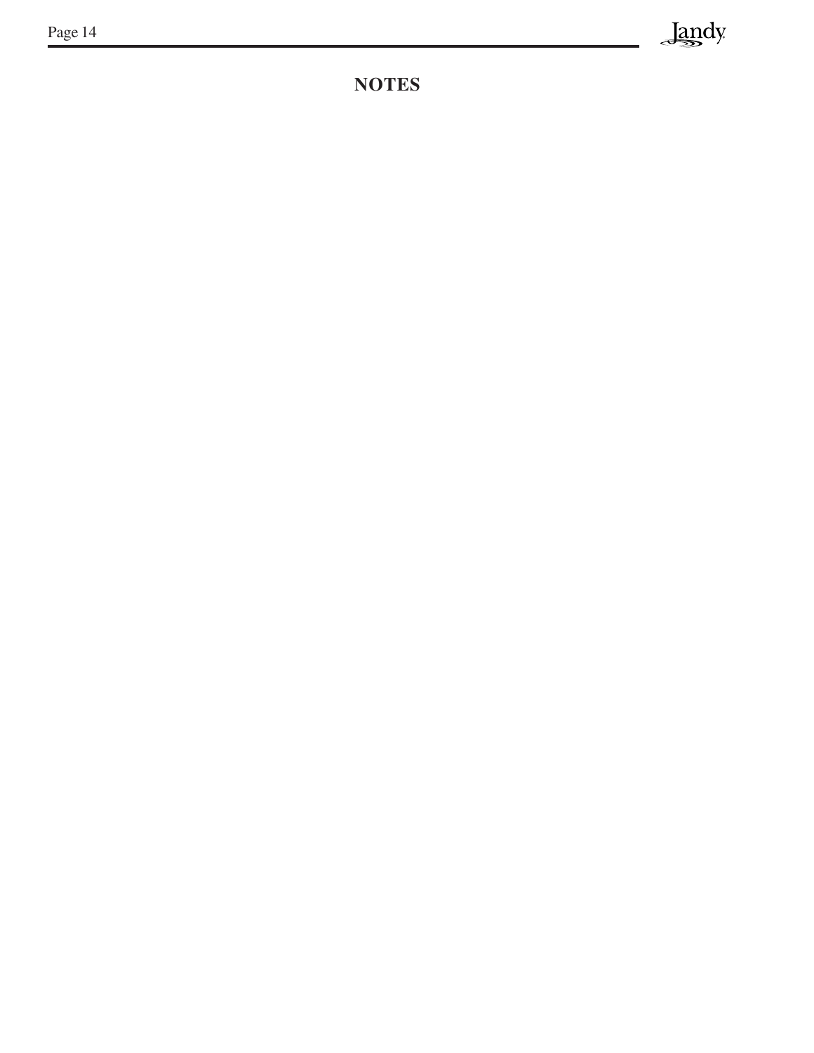# NOTES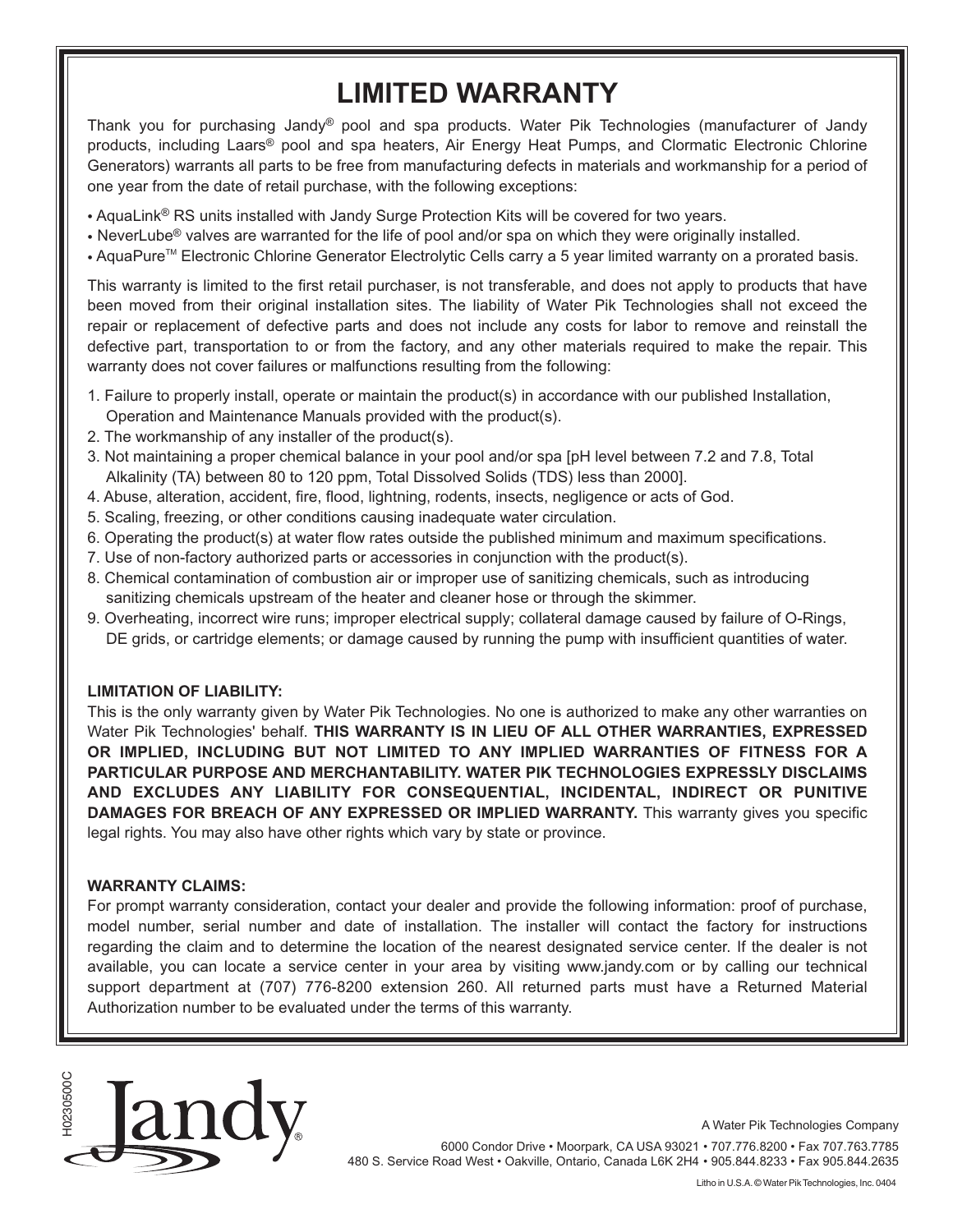# LIMITED WARRANTY

Thank you for purchasing Jandy® pool and spa products. Water Pik Technologies (manufacturer of Jandy products, including Laars® pool and spa heaters, Air Energy Heat Pumps, and Clormatic Electronic Chlorine Generators) warrants all parts to be free from manufacturing defects in materials and workmanship for a period of one year from the date of retail purchase, with the following exceptions:

- AquaLink® RS units installed with Jandy Surge Protection Kits will be covered for two years.
- NeverLube® valves are warranted for the life of pool and/or spa on which they were originally installed.
- AquaPure™ Electronic Chlorine Generator Electrolytic Cells carry a 5 year limited warranty on a prorated basis.

This warranty is limited to the first retail purchaser, is not transferable, and does not apply to products that have been moved from their original installation sites. The liability of Water Pik Technologies shall not exceed the repair or replacement of defective parts and does not include any costs for labor to remove and reinstall the defective part, transportation to or from the factory, and any other materials required to make the repair. This warranty does not cover failures or malfunctions resulting from the following:

1. Failure to properly install, operate or maintain the product(s) in accordance with our published Installation, Operation and Maintenance Manuals provided with the product(s).
2. The workmanship of any installer of the product(s).
3. Not maintaining a proper chemical balance in your pool and/or spa [pH level between 7.2 and 7.8, Total Alkalinity (TA) between 80 to 120 ppm, Total Dissolved Solids (TDS) less than 2000].
4. Abuse, alteration, accident, fire, flood, lightning, rodents, insects, negligence or acts of God.
5. Scaling, freezing, or other conditions causing inadequate water circulation.
6. Operating the product(s) at water flow rates outside the published minimum and maximum specifications.
7. Use of non-factory authorized parts or accessories in conjunction with the product(s).
8. Chemical contamination of combustion air or improper use of sanitizing chemicals, such as introducing sanitizing chemicals upstream of the heater and cleaner hose or through the skimmer.
9. Overheating, incorrect wire runs; improper electrical supply; collateral damage caused by failure of O-Rings, DE grids, or cartridge elements; or damage caused by running the pump with insufficient quantities of water.

**LIMITATION OF LIABILITY:**

This is the only warranty given by Water Pik Technologies. No one is authorized to make any other warranties on Water Pik Technologies' behalf. **THIS WARRANTY IS IN LIEU OF ALL OTHER WARRANTIES, EXPRESSED OR IMPLIED, INCLUDING BUT NOT LIMITED TO ANY IMPLIED WARRANTIES OF FITNESS FOR A PARTICULAR PURPOSE AND MERCHANTABILITY. WATER PIK TECHNOLOGIES EXPRESSLY DISCLAIMS AND EXCLUDES ANY LIABILITY FOR CONSEQUENTIAL, INCIDENTAL, INDIRECT OR PUNITIVE DAMAGES FOR BREACH OF ANY EXPRESSED OR IMPLIED WARRANTY.** This warranty gives you specific legal rights. You may also have other rights which vary by state or province.

**WARRANTY CLAIMS:**

For prompt warranty consideration, contact your dealer and provide the following information: proof of purchase, model number, serial number and date of installation. The installer will contact the factory for instructions regarding the claim and to determine the location of the nearest designated service center. If the dealer is not available, you can locate a service center in your area by visiting www.jandy.com or by calling our technical support department at (707) 776-8200 extension 260. All returned parts must have a Returned Material Authorization number to be evaluated under the terms of this warranty.

H0230500C

Jandy®

A Water Pik Technologies Company

6000 Condor Drive • Moorpark, CA USA 93021 • 707.776.8200 • Fax 707.763.7785
480 S. Service Road West • Oakville, Ontario, Canada L6K 2H4 • 905.844.8233 • Fax 905.844.2635

Litho in U.S.A. © Water Pik Technologies, Inc. 0404